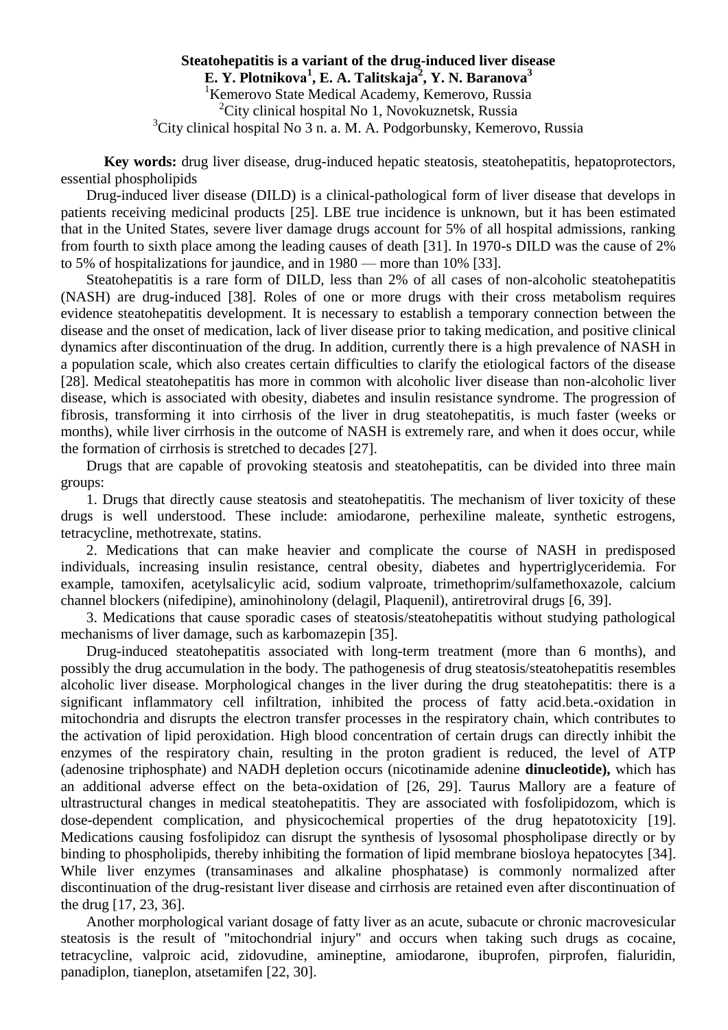**Steatohepatitis is a variant of the drug-induced liver disease**

**E. Y. Plotnikova[1], E. A. Talitskaja[2], Y. N. Baranova[3]**

[1]Kemerovo State Medical Academy, Kemerovo, Russia

[2]City clinical hospital No 1, Novokuznetsk, Russia

[3]City clinical hospital No 3 n. a. M. A. Podgorbunsky, Kemerovo, Russia

**Key words:** drug liver disease, drug-induced hepatic steatosis, steatohepatitis, hepatoprotectors, essential phospholipids

Drug-induced liver disease (DILD) is a clinical-pathological form of liver disease that develops in patients receiving medicinal products [25]. LBE true incidence is unknown, but it has been estimated that in the United States, severe liver damage drugs account for 5% of all hospital admissions, ranking from fourth to sixth place among the leading causes of death [31]. In 1970-s DILD was the cause of 2% to 5% of hospitalizations for jaundice, and in 1980 — more than 10% [33].

Steatohepatitis is a rare form of DILD, less than 2% of all cases of non-alcoholic steatohepatitis (NASH) are drug-induced [38]. Roles of one or more drugs with their cross metabolism requires evidence steatohepatitis development. It is necessary to establish a temporary connection between the disease and the onset of medication, lack of liver disease prior to taking medication, and positive clinical dynamics after discontinuation of the drug. In addition, currently there is a high prevalence of NASH in a population scale, which also creates certain difficulties to clarify the etiological factors of the disease [28]. Medical steatohepatitis has more in common with alcoholic liver disease than non-alcoholic liver disease, which is associated with obesity, diabetes and insulin resistance syndrome. The progression of fibrosis, transforming it into cirrhosis of the liver in drug steatohepatitis, is much faster (weeks or months), while liver cirrhosis in the outcome of NASH is extremely rare, and when it does occur, while the formation of cirrhosis is stretched to decades [27].

Drugs that are capable of provoking steatosis and steatohepatitis, can be divided into three main groups:

1. Drugs that directly cause steatosis and steatohepatitis. The mechanism of liver toxicity of these drugs is well understood. These include: amiodarone, perhexiline maleate, synthetic estrogens, tetracycline, methotrexate, statins.

2. Medications that can make heavier and complicate the course of NASH in predisposed individuals, increasing insulin resistance, central obesity, diabetes and hypertriglyceridemia. For example, tamoxifen, acetylsalicylic acid, sodium valproate, trimethoprim/sulfamethoxazole, calcium channel blockers (nifedipine), aminohinolony (delagil, Plaquenil), antiretroviral drugs [6, 39].

3. Medications that cause sporadic cases of steatosis/steatohepatitis without studying pathological mechanisms of liver damage, such as karbomazepin [35].

Drug-induced steatohepatitis associated with long-term treatment (more than 6 months), and possibly the drug accumulation in the body. The pathogenesis of drug steatosis/steatohepatitis resembles alcoholic liver disease. Morphological changes in the liver during the drug steatohepatitis: there is a significant inflammatory cell infiltration, inhibited the process of fatty acid.beta.-oxidation in mitochondria and disrupts the electron transfer processes in the respiratory chain, which contributes to the activation of lipid peroxidation. High blood concentration of certain drugs can directly inhibit the enzymes of the respiratory chain, resulting in the proton gradient is reduced, the level of ATP (adenosine triphosphate) and NADH depletion occurs (nicotinamide adenine **dinucleotide),** which has an additional adverse effect on the beta-oxidation of [26, 29]. Taurus Mallory are a feature of ultrastructural changes in medical steatohepatitis. They are associated with fosfolipidozom, which is dose-dependent complication, and physicochemical properties of the drug hepatotoxicity [19]. Medications causing fosfolipidoz can disrupt the synthesis of lysosomal phospholipase directly or by binding to phospholipids, thereby inhibiting the formation of lipid membrane biosloya hepatocytes [34]. While liver enzymes (transaminases and alkaline phosphatase) is commonly normalized after discontinuation of the drug-resistant liver disease and cirrhosis are retained even after discontinuation of the drug [17, 23, 36].

Another morphological variant dosage of fatty liver as an acute, subacute or chronic macrovesicular steatosis is the result of "mitochondrial injury" and occurs when taking such drugs as cocaine, tetracycline, valproic acid, zidovudine, amineptine, amiodarone, ibuprofen, pirprofen, fialuridin, panadiplon, tianeplon, atsetamifen [22, 30].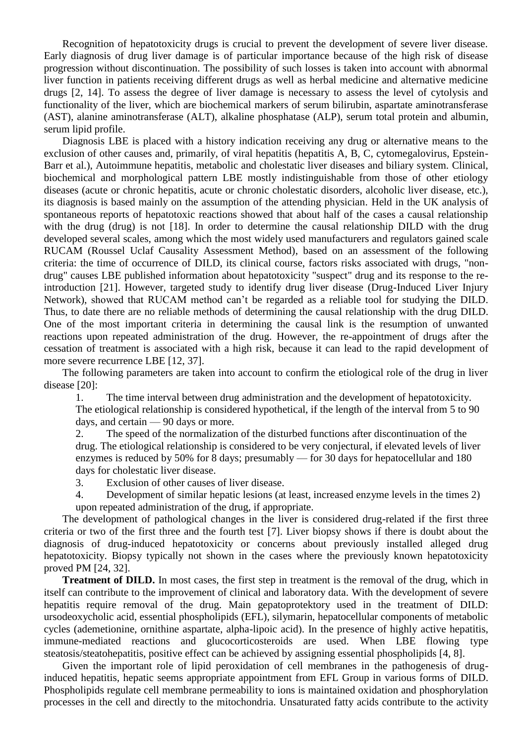Recognition of hepatotoxicity drugs is crucial to prevent the development of severe liver disease. Early diagnosis of drug liver damage is of particular importance because of the high risk of disease progression without discontinuation. The possibility of such losses is taken into account with abnormal liver function in patients receiving different drugs as well as herbal medicine and alternative medicine drugs [2, 14]. To assess the degree of liver damage is necessary to assess the level of cytolysis and functionality of the liver, which are biochemical markers of serum bilirubin, aspartate aminotransferase (AST), alanine aminotransferase (ALT), alkaline phosphatase (ALP), serum total protein and albumin, serum lipid profile.

Diagnosis LBE is placed with a history indication receiving any drug or alternative means to the exclusion of other causes and, primarily, of viral hepatitis (hepatitis A, B, C, cytomegalovirus, Epstein-Barr et al.), Autoimmune hepatitis, metabolic and cholestatic liver diseases and biliary system. Clinical, biochemical and morphological pattern LBE mostly indistinguishable from those of other etiology diseases (acute or chronic hepatitis, acute or chronic cholestatic disorders, alcoholic liver disease, etc.), its diagnosis is based mainly on the assumption of the attending physician. Held in the UK analysis of spontaneous reports of hepatotoxic reactions showed that about half of the cases a causal relationship with the drug (drug) is not [18]. In order to determine the causal relationship DILD with the drug developed several scales, among which the most widely used manufacturers and regulators gained scale RUCAM (Roussel Uclaf Causality Assessment Method), based on an assessment of the following criteria: the time of occurrence of DILD, its clinical course, factors risks associated with drugs, "non-drug" causes LBE published information about hepatotoxicity "suspect" drug and its response to the re-introduction [21]. However, targeted study to identify drug liver disease (Drug-Induced Liver Injury Network), showed that RUCAM method can't be regarded as a reliable tool for studying the DILD. Thus, to date there are no reliable methods of determining the causal relationship with the drug DILD. One of the most important criteria in determining the causal link is the resumption of unwanted reactions upon repeated administration of the drug. However, the re-appointment of drugs after the cessation of treatment is associated with a high risk, because it can lead to the rapid development of more severe recurrence LBE [12, 37].

The following parameters are taken into account to confirm the etiological role of the drug in liver disease [20]:

1. The time interval between drug administration and the development of hepatotoxicity. The etiological relationship is considered hypothetical, if the length of the interval from 5 to 90 days, and certain — 90 days or more.
2. The speed of the normalization of the disturbed functions after discontinuation of the drug. The etiological relationship is considered to be very conjectural, if elevated levels of liver enzymes is reduced by 50% for 8 days; presumably — for 30 days for hepatocellular and 180 days for cholestatic liver disease.
3. Exclusion of other causes of liver disease.
4. Development of similar hepatic lesions (at least, increased enzyme levels in the times 2) upon repeated administration of the drug, if appropriate.

The development of pathological changes in the liver is considered drug-related if the first three criteria or two of the first three and the fourth test [7]. Liver biopsy shows if there is doubt about the diagnosis of drug-induced hepatotoxicity or concerns about previously installed alleged drug hepatotoxicity. Biopsy typically not shown in the cases where the previously known hepatotoxicity proved PM [24, 32].

**Treatment of DILD.** In most cases, the first step in treatment is the removal of the drug, which in itself can contribute to the improvement of clinical and laboratory data. With the development of severe hepatitis require removal of the drug. Main gepatoprotektory used in the treatment of DILD: ursodeoxycholic acid, essential phospholipids (EFL), silymarin, hepatocellular components of metabolic cycles (ademetionine, ornithine aspartate, alpha-lipoic acid). In the presence of highly active hepatitis, immune-mediated reactions and glucocorticosteroids are used. When LBE flowing type steatosis/steatohepatitis, positive effect can be achieved by assigning essential phospholipids [4, 8].

Given the important role of lipid peroxidation of cell membranes in the pathogenesis of drug-induced hepatitis, hepatic seems appropriate appointment from EFL Group in various forms of DILD. Phospholipids regulate cell membrane permeability to ions is maintained oxidation and phosphorylation processes in the cell and directly to the mitochondria. Unsaturated fatty acids contribute to the activity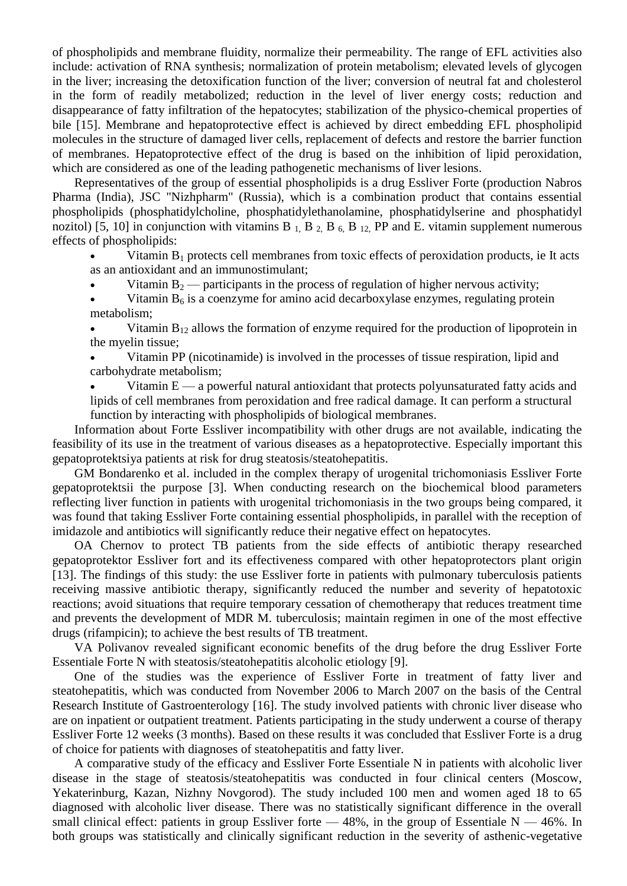of phospholipids and membrane fluidity, normalize their permeability. The range of EFL activities also include: activation of RNA synthesis; normalization of protein metabolism; elevated levels of glycogen in the liver; increasing the detoxification function of the liver; conversion of neutral fat and cholesterol in the form of readily metabolized; reduction in the level of liver energy costs; reduction and disappearance of fatty infiltration of the hepatocytes; stabilization of the physico-chemical properties of bile [15]. Membrane and hepatoprotective effect is achieved by direct embedding EFL phospholipid molecules in the structure of damaged liver cells, replacement of defects and restore the barrier function of membranes. Hepatoprotective effect of the drug is based on the inhibition of lipid peroxidation, which are considered as one of the leading pathogenetic mechanisms of liver lesions.

Representatives of the group of essential phospholipids is a drug Essliver Forte (production Nabros Pharma (India), JSC "Nizhpharm" (Russia), which is a combination product that contains essential phospholipids (phosphatidylcholine, phosphatidylethanolamine, phosphatidylserine and phosphatidyl nozitol) [5, 10] in conjunction with vitamins B $_1$, B $_2$, B $_6$, B $_{12}$, PP and E. vitamin supplement numerous effects of phospholipids:

- Vitamin $B_1$ protects cell membranes from toxic effects of peroxidation products, ie It acts as an antioxidant and an immunostimulant;
- Vitamin $B_2$ — participants in the process of regulation of higher nervous activity;
- Vitamin $B_6$ is a coenzyme for amino acid decarboxylase enzymes, regulating protein metabolism;
- Vitamin $B_{12}$ allows the formation of enzyme required for the production of lipoprotein in the myelin tissue;
- Vitamin PP (nicotinamide) is involved in the processes of tissue respiration, lipid and carbohydrate metabolism;
- Vitamin E — a powerful natural antioxidant that protects polyunsaturated fatty acids and lipids of cell membranes from peroxidation and free radical damage. It can perform a structural function by interacting with phospholipids of biological membranes.

Information about Forte Essliver incompatibility with other drugs are not available, indicating the feasibility of its use in the treatment of various diseases as a hepatoprotective. Especially important this gepatoprotektsiya patients at risk for drug steatosis/steatohepatitis.

GM Bondarenko et al. included in the complex therapy of urogenital trichomoniasis Essliver Forte gepatoprotektsii the purpose [3]. When conducting research on the biochemical blood parameters reflecting liver function in patients with urogenital trichomoniasis in the two groups being compared, it was found that taking Essliver Forte containing essential phospholipids, in parallel with the reception of imidazole and antibiotics will significantly reduce their negative effect on hepatocytes.

OA Chernov to protect TB patients from the side effects of antibiotic therapy researched gepatoprotektor Essliver fort and its effectiveness compared with other hepatoprotectors plant origin [13]. The findings of this study: the use Essliver forte in patients with pulmonary tuberculosis patients receiving massive antibiotic therapy, significantly reduced the number and severity of hepatotoxic reactions; avoid situations that require temporary cessation of chemotherapy that reduces treatment time and prevents the development of MDR M. tuberculosis; maintain regimen in one of the most effective drugs (rifampicin); to achieve the best results of TB treatment.

VA Polivanov revealed significant economic benefits of the drug before the drug Essliver Forte Essentiale Forte N with steatosis/steatohepatitis alcoholic etiology [9].

One of the studies was the experience of Essliver Forte in treatment of fatty liver and steatohepatitis, which was conducted from November 2006 to March 2007 on the basis of the Central Research Institute of Gastroenterology [16]. The study involved patients with chronic liver disease who are on inpatient or outpatient treatment. Patients participating in the study underwent a course of therapy Essliver Forte 12 weeks (3 months). Based on these results it was concluded that Essliver Forte is a drug of choice for patients with diagnoses of steatohepatitis and fatty liver.

A comparative study of the efficacy and Essliver Forte Essentiale N in patients with alcoholic liver disease in the stage of steatosis/steatohepatitis was conducted in four clinical centers (Moscow, Yekaterinburg, Kazan, Nizhny Novgorod). The study included 100 men and women aged 18 to 65 diagnosed with alcoholic liver disease. There was no statistically significant difference in the overall small clinical effect: patients in group Essliver forte — 48%, in the group of Essentiale N — 46%. In both groups was statistically and clinically significant reduction in the severity of asthenic-vegetative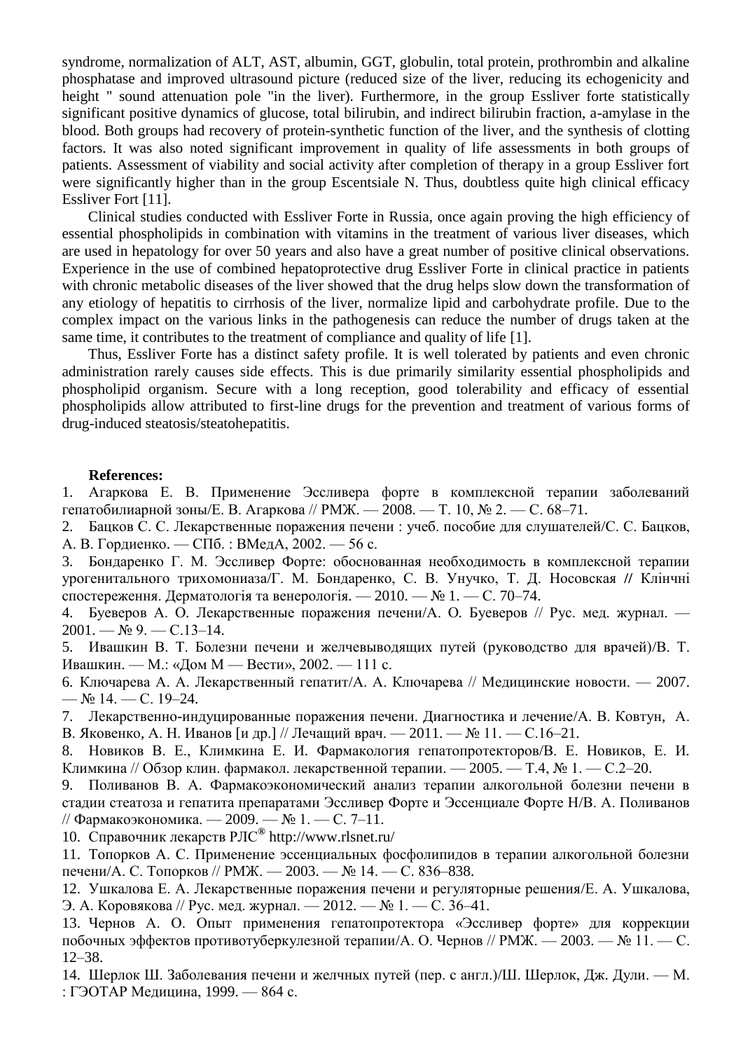syndrome, normalization of ALT, AST, albumin, GGT, globulin, total protein, prothrombin and alkaline phosphatase and improved ultrasound picture (reduced size of the liver, reducing its echogenicity and height " sound attenuation pole "in the liver). Furthermore, in the group Essliver forte statistically significant positive dynamics of glucose, total bilirubin, and indirect bilirubin fraction, a-amylase in the blood. Both groups had recovery of protein-synthetic function of the liver, and the synthesis of clotting factors. It was also noted significant improvement in quality of life assessments in both groups of patients. Assessment of viability and social activity after completion of therapy in a group Essliver fort were significantly higher than in the group Escentsiale N. Thus, doubtless quite high clinical efficacy Essliver Fort [11].

Clinical studies conducted with Essliver Forte in Russia, once again proving the high efficiency of essential phospholipids in combination with vitamins in the treatment of various liver diseases, which are used in hepatology for over 50 years and also have a great number of positive clinical observations. Experience in the use of combined hepatoprotective drug Essliver Forte in clinical practice in patients with chronic metabolic diseases of the liver showed that the drug helps slow down the transformation of any etiology of hepatitis to cirrhosis of the liver, normalize lipid and carbohydrate profile. Due to the complex impact on the various links in the pathogenesis can reduce the number of drugs taken at the same time, it contributes to the treatment of compliance and quality of life [1].

Thus, Essliver Forte has a distinct safety profile. It is well tolerated by patients and even chronic administration rarely causes side effects. This is due primarily similarity essential phospholipids and phospholipid organism. Secure with a long reception, good tolerability and efficacy of essential phospholipids allow attributed to first-line drugs for the prevention and treatment of various forms of drug-induced steatosis/steatohepatitis.

**References:**

1. Агаркова Е. В. Применение Эссливера форте в комплексной терапии заболеваний гепатобилиарной зоны/Е. В. Агаркова // РМЖ. — 2008. — Т. 10, № 2. — С. 68–71.
2. Бацков С. С. Лекарственные поражения печени : учеб. пособие для слушателей/С. С. Бацков, А. В. Гордиенко. — СПб. : ВМедА, 2002. — 56 с.
3. Бондаренко Г. М. Эссливер Форте: обоснованная необходимость в комплексной терапии урогенитального трихомониаза/Г. М. Бондаренко, С. В. Унучко, Т. Д. Носовская // Клінчні спостереження. Дерматологія та венерологія. — 2010. — № 1. — С. 70–74.
4. Буеверов А. О. Лекарственные поражения печени/А. О. Буеверов // Рус. мед. журнал. — 2001. — № 9. — С.13–14.
5. Ивашкин В. Т. Болезни печени и желчевыводящих путей (руководство для врачей)/В. Т. Ивашкин. — М.: «Дом М — Вести», 2002. — 111 с.
6. Ключарева А. А. Лекарственный гепатит/А. А. Ключарева // Медицинские новости. — 2007. — № 14. — С. 19–24.
7. Лекарственно-индуцированные поражения печени. Диагностика и лечение/А. В. Ковтун, А. В. Яковенко, А. Н. Иванов [и др.] // Лечащий врач. — 2011. — № 11. — С.16–21.
8. Новиков В. Е., Климкина Е. И. Фармакология гепатопротекторов/В. Е. Новиков, Е. И. Климкина // Обзор клин. фармакол. лекарственной терапии. — 2005. — Т.4, № 1. — С.2–20.
9. Поливанов В. А. Фармакоэкономический анализ терапии алкогольной болезни печени в стадии стеатоза и гепатита препаратами Эссливер Форте и Эссенциале Форте Н/В. А. Поливанов // Фармакоэкономика. — 2009. — № 1. — С. 7–11.
10. Справочник лекарств РЛС® http://www.rlsnet.ru/
11. Топорков А. С. Применение эссенциальных фосфолипидов в терапии алкогольной болезни печени/А. С. Топорков // РМЖ. — 2003. — № 14. — С. 836–838.
12. Ушкалова Е. А. Лекарственные поражения печени и регуляторные решения/Е. А. Ушкалова, Э. А. Коровякова // Рус. мед. журнал. — 2012. — № 1. — С. 36–41.
13. Чернов А. О. Опыт применения гепатопротектора «Эссливер форте» для коррекции побочных эффектов противотуберкулезной терапии/А. О. Чернов // РМЖ. — 2003. — № 11. — С. 12–38.
14. Шерлок Ш. Заболевания печени и желчных путей (пер. с англ.)/Ш. Шерлок, Дж. Дули. — М. : ГЭОТАР Медицина, 1999. — 864 с.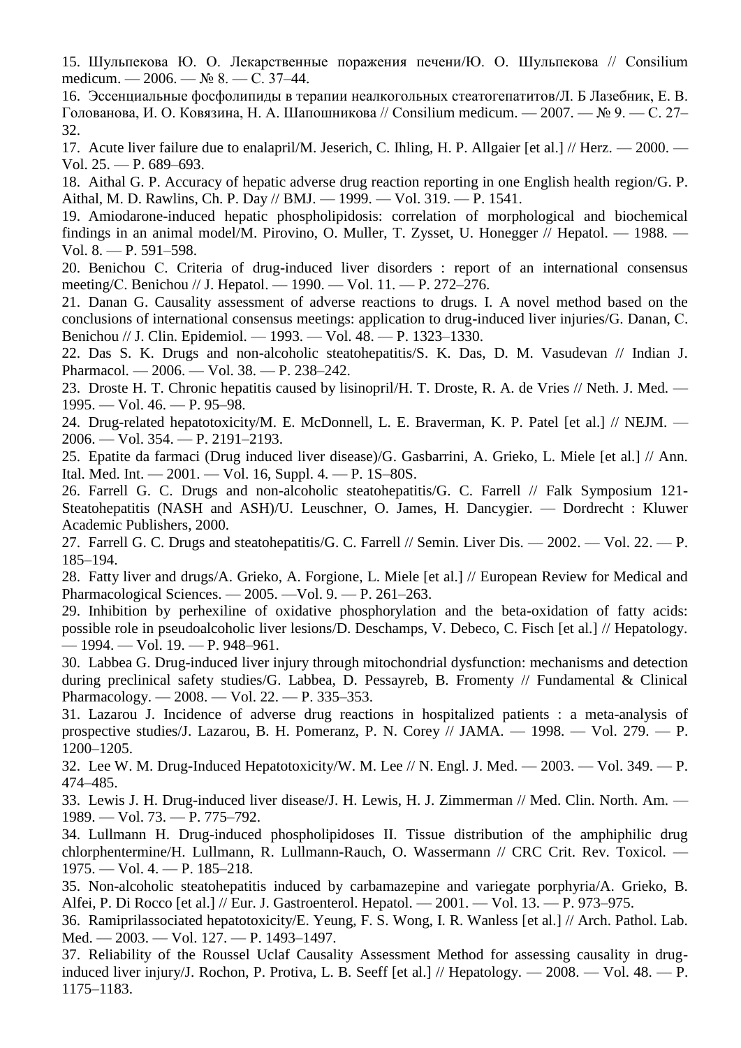15. Шульпекова Ю. О. Лекарственные поражения печени/Ю. О. Шульпекова // Consilium medicum. — 2006. — № 8. — С. 37–44.

16. Эссенциальные фосфолипиды в терапии неалкогольных стеатогепатитов/Л. Б Лазебник, Е. В. Голованова, И. О. Ковязина, Н. А. Шапошникова // Consilium medicum. — 2007. — № 9. — С. 27–32.

17. Acute liver failure due to enalapril/M. Jeserich, C. Ihling, H. P. Allgaier [et al.] // Herz. — 2000. — Vol. 25. — P. 689–693.

18. Aithal G. P. Accuracy of hepatic adverse drug reaction reporting in one English health region/G. P. Aithal, M. D. Rawlins, Ch. P. Day // BMJ. — 1999. — Vol. 319. — P. 1541.

19. Amiodarone-induced hepatic phospholipidosis: correlation of morphological and biochemical findings in an animal model/M. Pirovino, O. Muller, T. Zysset, U. Honegger // Hepatol. — 1988. — Vol. 8. — P. 591–598.

20. Benichou C. Criteria of drug-induced liver disorders : report of an international consensus meeting/C. Benichou // J. Hepatol. — 1990. — Vol. 11. — P. 272–276.

21. Danan G. Causality assessment of adverse reactions to drugs. I. A novel method based on the conclusions of international consensus meetings: application to drug-induced liver injuries/G. Danan, C. Benichou // J. Clin. Epidemiol. — 1993. — Vol. 48. — P. 1323–1330.

22. Das S. K. Drugs and non-alcoholic steatohepatitis/S. K. Das, D. M. Vasudevan // Indian J. Pharmacol. — 2006. — Vol. 38. — P. 238–242.

23. Droste H. T. Chronic hepatitis caused by lisinopril/H. T. Droste, R. A. de Vries // Neth. J. Med. — 1995. — Vol. 46. — P. 95–98.

24. Drug-related hepatotoxicity/M. E. McDonnell, L. E. Braverman, K. P. Patel [et al.] // NEJM. — 2006. — Vol. 354. — P. 2191–2193.

25. Epatite da farmaci (Drug induced liver disease)/G. Gasbarrini, A. Grieko, L. Miele [et al.] // Ann. Ital. Med. Int. — 2001. — Vol. 16, Suppl. 4. — P. 1S–80S.

26. Farrell G. C. Drugs and non-alcoholic steatohepatitis/G. C. Farrell // Falk Symposium 121-Steatohepatitis (NASH and ASH)/U. Leuschner, O. James, H. Dancygier. — Dordrecht : Kluwer Academic Publishers, 2000.

27. Farrell G. C. Drugs and steatohepatitis/G. C. Farrell // Semin. Liver Dis. — 2002. — Vol. 22. — P. 185–194.

28. Fatty liver and drugs/A. Grieko, A. Forgione, L. Miele [et al.] // European Review for Medical and Pharmacological Sciences. — 2005. —Vol. 9. — P. 261–263.

29. Inhibition by perhexiline of oxidative phosphorylation and the beta-oxidation of fatty acids: possible role in pseudoalcoholic liver lesions/D. Deschamps, V. Debeco, C. Fisch [et al.] // Hepatology. — 1994. — Vol. 19. — P. 948–961.

30. Labbea G. Drug-induced liver injury through mitochondrial dysfunction: mechanisms and detection during preclinical safety studies/G. Labbea, D. Pessayreb, B. Fromenty // Fundamental & Clinical Pharmacology. — 2008. — Vol. 22. — P. 335–353.

31. Lazarou J. Incidence of adverse drug reactions in hospitalized patients : a meta-analysis of prospective studies/J. Lazarou, B. H. Pomeranz, P. N. Corey // JAMA. — 1998. — Vol. 279. — P. 1200–1205.

32. Lee W. M. Drug-Induced Hepatotoxicity/W. M. Lee // N. Engl. J. Med. — 2003. — Vol. 349. — P. 474–485.

33. Lewis J. H. Drug-induced liver disease/J. H. Lewis, H. J. Zimmerman // Med. Clin. North. Am. — 1989. — Vol. 73. — P. 775–792.

34. Lullmann H. Drug-induced phospholipidoses II. Tissue distribution of the amphiphilic drug chlorphentermine/H. Lullmann, R. Lullmann-Rauch, O. Wassermann // CRC Crit. Rev. Toxicol. — 1975. — Vol. 4. — P. 185–218.

35. Non-alcoholic steatohepatitis induced by carbamazepine and variegate porphyria/A. Grieko, B. Alfei, P. Di Rocco [et al.] // Eur. J. Gastroenterol. Hepatol. — 2001. — Vol. 13. — P. 973–975.

36. Ramiprilassociated hepatotoxicity/E. Yeung, F. S. Wong, I. R. Wanless [et al.] // Arch. Pathol. Lab. Med. — 2003. — Vol. 127. — P. 1493–1497.

37. Reliability of the Roussel Uclaf Causality Assessment Method for assessing causality in drug-induced liver injury/J. Rochon, P. Protiva, L. B. Seeff [et al.] // Hepatology. — 2008. — Vol. 48. — P. 1175–1183.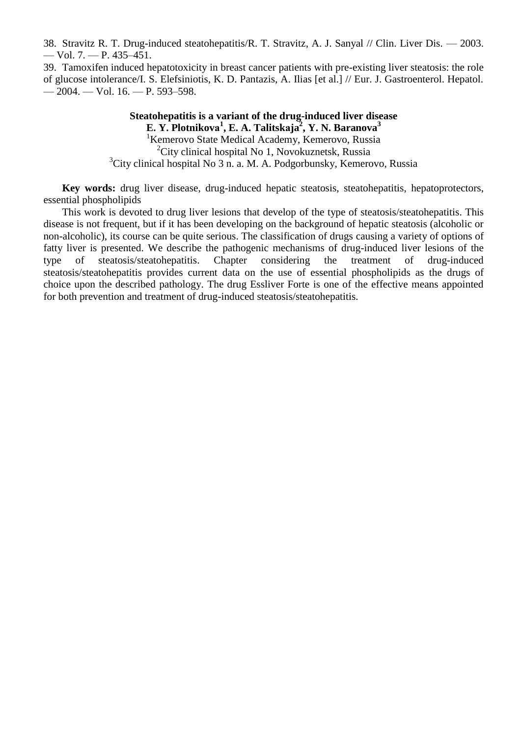38. Stravitz R. T. Drug-induced steatohepatitis/R. T. Stravitz, A. J. Sanyal // Clin. Liver Dis. — 2003. — Vol. 7. — P. 435–451.

39. Tamoxifen induced hepatotoxicity in breast cancer patients with pre-existing liver steatosis: the role of glucose intolerance/I. S. Elefsiniotis, K. D. Pantazis, A. Ilias [et al.] // Eur. J. Gastroenterol. Hepatol. — 2004. — Vol. 16. — P. 593–598.

## Steatohepatitis is a variant of the drug-induced liver disease

**E. Y. Plotnikova[1], E. A. Talitskaja[2], Y. N. Baranova[3]**

[1]Kemerovo State Medical Academy, Kemerovo, Russia

[2]City clinical hospital No 1, Novokuznetsk, Russia

[3]City clinical hospital No 3 n. a. M. A. Podgorbunsky, Kemerovo, Russia

**Key words:** drug liver disease, drug-induced hepatic steatosis, steatohepatitis, hepatoprotectors, essential phospholipids

This work is devoted to drug liver lesions that develop of the type of steatosis/steatohepatitis. This disease is not frequent, but if it has been developing on the background of hepatic steatosis (alcoholic or non-alcoholic), its course can be quite serious. The classification of drugs causing a variety of options of fatty liver is presented. We describe the pathogenic mechanisms of drug-induced liver lesions of the type of steatosis/steatohepatitis. Chapter considering the treatment of drug-induced steatosis/steatohepatitis provides current data on the use of essential phospholipids as the drugs of choice upon the described pathology. The drug Essliver Forte is one of the effective means appointed for both prevention and treatment of drug-induced steatosis/steatohepatitis.